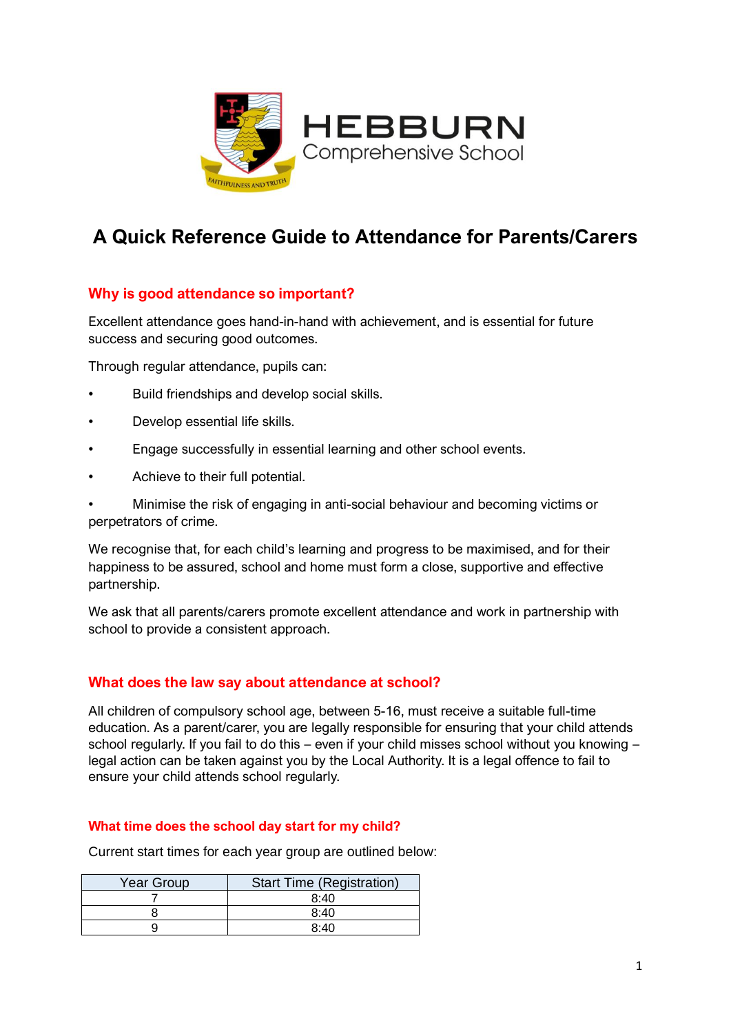# HEBBURN Comprehensive School

## A Quick Reference Guide to Attendance for Parents/Carers

### Why is good attendance so important?

Excellent attendance goes hand-in-hand with achievement, and is essential for future success and securing good outcomes.

Through regular attendance, pupils can:

- Build friendships and develop social skills.
- Develop essential life skills.
- Engage successfully in essential learning and other school events.
- Achieve to their full potential.
- Minimise the risk of engaging in anti-social behaviour and becoming victims or perpetrators of crime.

We recognise that, for each child's learning and progress to be maximised, and for their happiness to be assured, school and home must form a close, supportive and effective partnership.

We ask that all parents/carers promote excellent attendance and work in partnership with school to provide a consistent approach.

### What does the law say about attendance at school?

All children of compulsory school age, between 5-16, must receive a suitable full-time education. As a parent/carer, you are legally responsible for ensuring that your child attends school regularly. If you fail to do this – even if your child misses school without you knowing – legal action can be taken against you by the Local Authority. It is a legal offence to fail to ensure your child attends school regularly.

### What time does the school day start for my child?

Current start times for each year group are outlined below:

| Year Group | Start Time (Registration) |
| --- | --- |
| 7 | 8:40 |
| 8 | 8:40 |
| 9 | 8:40 |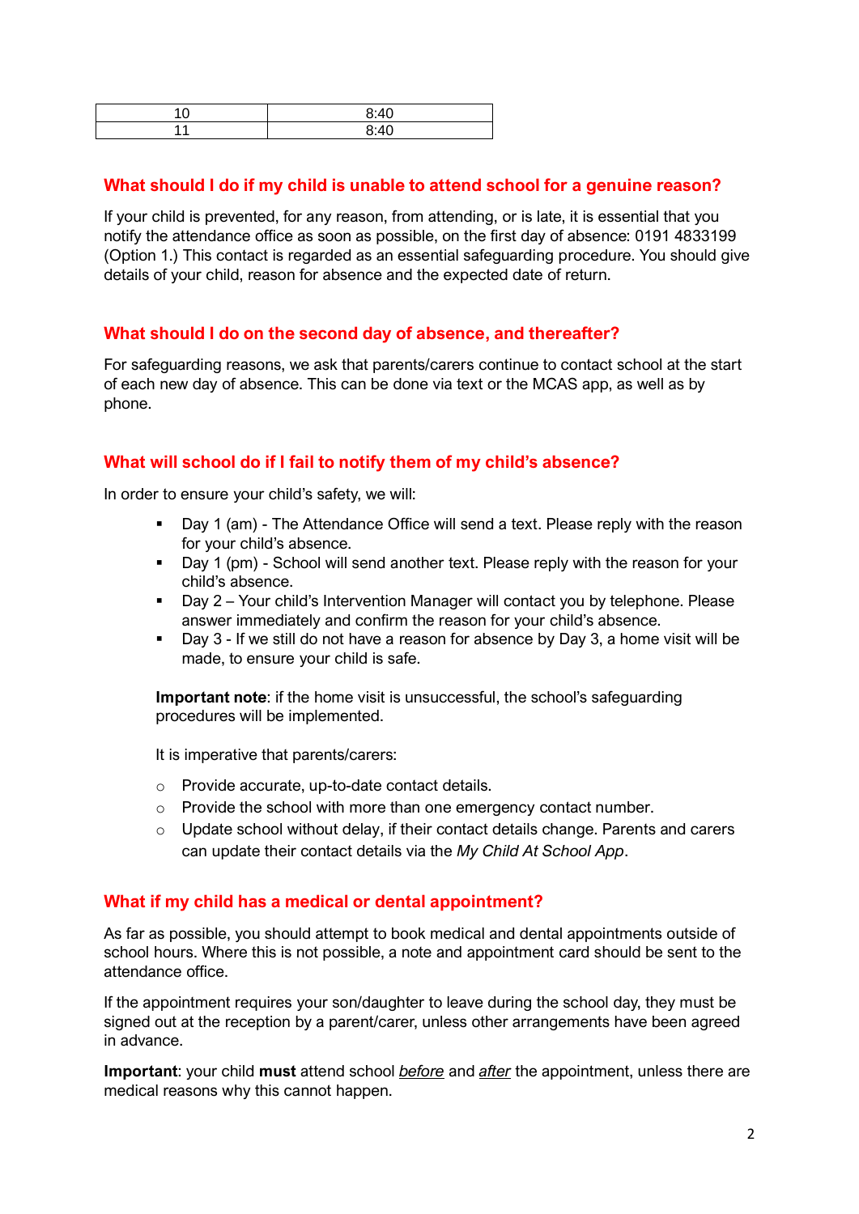| 10 | 8:40 |
|---|---|
| 11 | 8:40 |

## What should I do if my child is unable to attend school for a genuine reason?

If your child is prevented, for any reason, from attending, or is late, it is essential that you notify the attendance office as soon as possible, on the first day of absence: 0191 4833199 (Option 1.) This contact is regarded as an essential safeguarding procedure. You should give details of your child, reason for absence and the expected date of return.

## What should I do on the second day of absence, and thereafter?

For safeguarding reasons, we ask that parents/carers continue to contact school at the start of each new day of absence. This can be done via text or the MCAS app, as well as by phone.

## What will school do if I fail to notify them of my child's absence?

In order to ensure your child's safety, we will:

- Day 1 (am) - The Attendance Office will send a text. Please reply with the reason for your child's absence.
- Day 1 (pm) - School will send another text. Please reply with the reason for your child's absence.
- Day 2 – Your child's Intervention Manager will contact you by telephone. Please answer immediately and confirm the reason for your child's absence.
- Day 3 - If we still do not have a reason for absence by Day 3, a home visit will be made, to ensure your child is safe.

**Important note**: if the home visit is unsuccessful, the school's safeguarding procedures will be implemented.

It is imperative that parents/carers:

- Provide accurate, up-to-date contact details.
- Provide the school with more than one emergency contact number.
- Update school without delay, if their contact details change. Parents and carers can update their contact details via the *My Child At School App*.

## What if my child has a medical or dental appointment?

As far as possible, you should attempt to book medical and dental appointments outside of school hours. Where this is not possible, a note and appointment card should be sent to the attendance office.

If the appointment requires your son/daughter to leave during the school day, they must be signed out at the reception by a parent/carer, unless other arrangements have been agreed in advance.

**Important**: your child **must** attend school *before* and *after* the appointment, unless there are medical reasons why this cannot happen.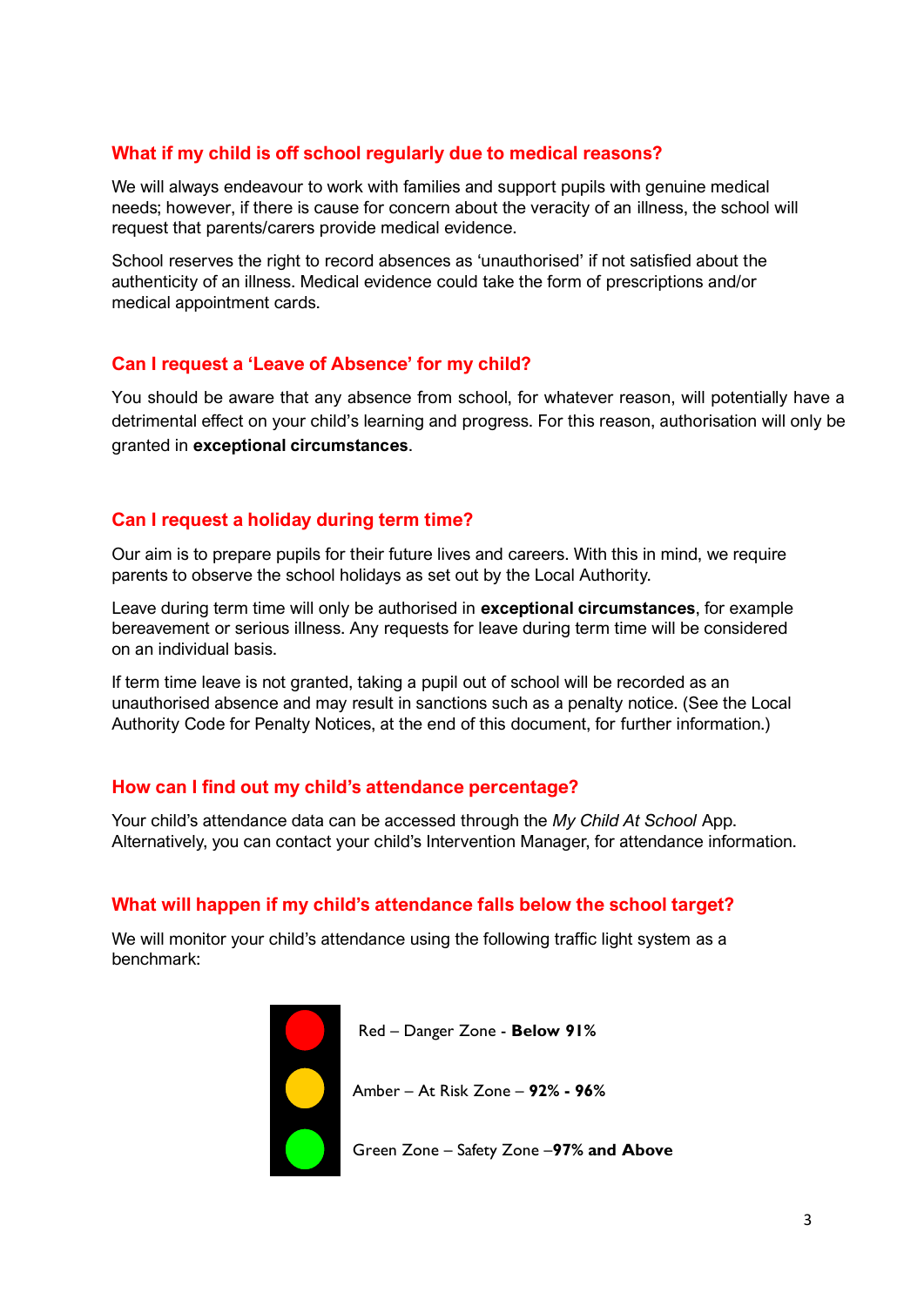## What if my child is off school regularly due to medical reasons?

We will always endeavour to work with families and support pupils with genuine medical needs; however, if there is cause for concern about the veracity of an illness, the school will request that parents/carers provide medical evidence.

School reserves the right to record absences as 'unauthorised' if not satisfied about the authenticity of an illness. Medical evidence could take the form of prescriptions and/or medical appointment cards.

## Can I request a 'Leave of Absence' for my child?

You should be aware that any absence from school, for whatever reason, will potentially have a detrimental effect on your child's learning and progress. For this reason, authorisation will only be granted in **exceptional circumstances**.

## Can I request a holiday during term time?

Our aim is to prepare pupils for their future lives and careers. With this in mind, we require parents to observe the school holidays as set out by the Local Authority.

Leave during term time will only be authorised in **exceptional circumstances**, for example bereavement or serious illness. Any requests for leave during term time will be considered on an individual basis.

If term time leave is not granted, taking a pupil out of school will be recorded as an unauthorised absence and may result in sanctions such as a penalty notice. (See the Local Authority Code for Penalty Notices, at the end of this document, for further information.)

## How can I find out my child's attendance percentage?

Your child's attendance data can be accessed through the *My Child At School* App. Alternatively, you can contact your child's Intervention Manager, for attendance information.

## What will happen if my child's attendance falls below the school target?

We will monitor your child's attendance using the following traffic light system as a benchmark:

- Red – Danger Zone - **Below 91%**
- Amber – At Risk Zone – **92% - 96%**
- Green Zone – Safety Zone –**97% and Above**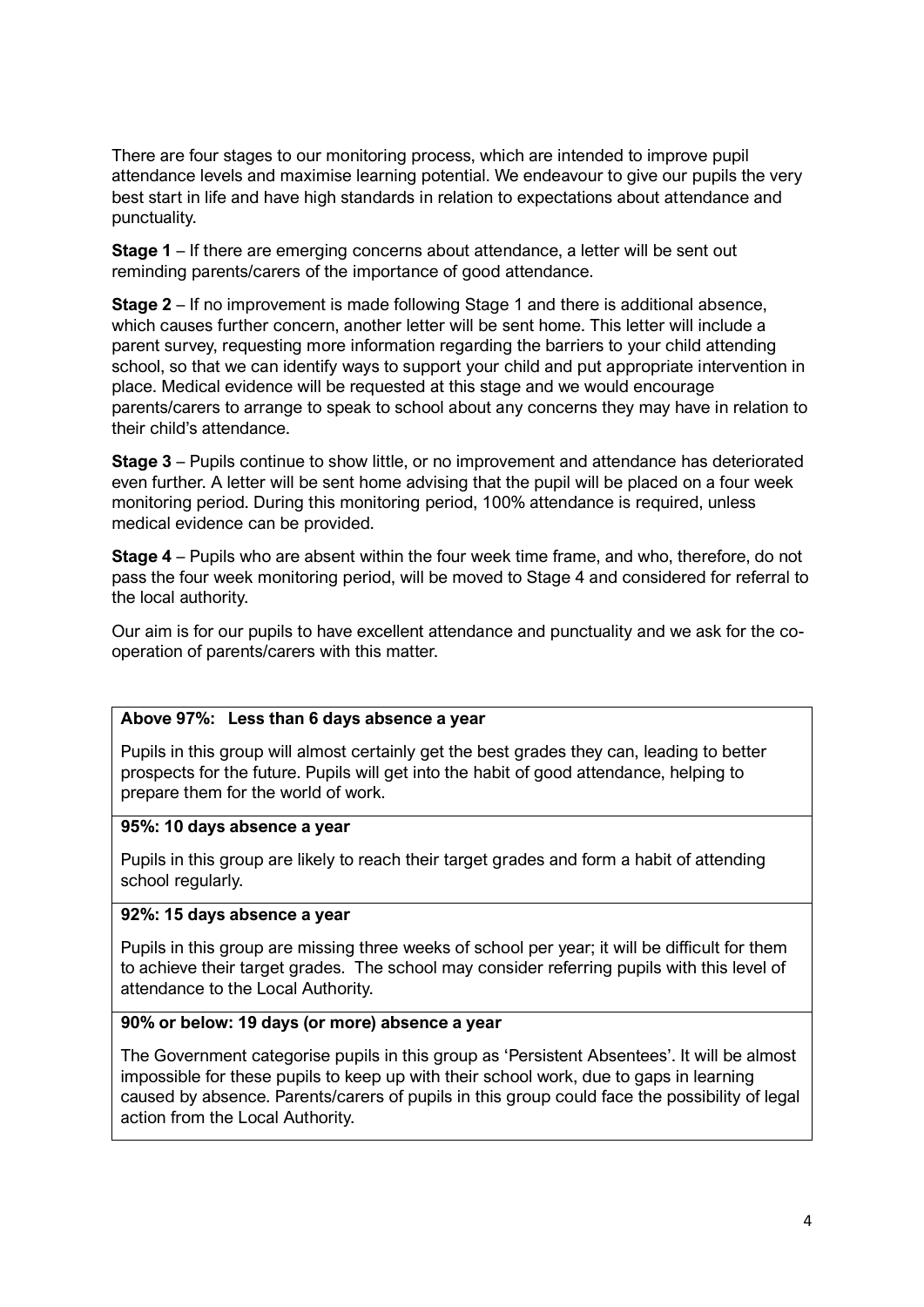There are four stages to our monitoring process, which are intended to improve pupil attendance levels and maximise learning potential. We endeavour to give our pupils the very best start in life and have high standards in relation to expectations about attendance and punctuality.

**Stage 1** – If there are emerging concerns about attendance, a letter will be sent out reminding parents/carers of the importance of good attendance.

**Stage 2** – If no improvement is made following Stage 1 and there is additional absence, which causes further concern, another letter will be sent home. This letter will include a parent survey, requesting more information regarding the barriers to your child attending school, so that we can identify ways to support your child and put appropriate intervention in place. Medical evidence will be requested at this stage and we would encourage parents/carers to arrange to speak to school about any concerns they may have in relation to their child's attendance.

**Stage 3** – Pupils continue to show little, or no improvement and attendance has deteriorated even further. A letter will be sent home advising that the pupil will be placed on a four week monitoring period. During this monitoring period, 100% attendance is required, unless medical evidence can be provided.

**Stage 4** – Pupils who are absent within the four week time frame, and who, therefore, do not pass the four week monitoring period, will be moved to Stage 4 and considered for referral to the local authority.

Our aim is for our pupils to have excellent attendance and punctuality and we ask for the co-operation of parents/carers with this matter.

| **Above 97%: Less than 6 days absence a year** |
|---|
| Pupils in this group will almost certainly get the best grades they can, leading to better prospects for the future. Pupils will get into the habit of good attendance, helping to prepare them for the world of work. |
| **95%: 10 days absence a year** |
| Pupils in this group are likely to reach their target grades and form a habit of attending school regularly. |
| **92%: 15 days absence a year** |
| Pupils in this group are missing three weeks of school per year; it will be difficult for them to achieve their target grades. The school may consider referring pupils with this level of attendance to the Local Authority. |
| **90% or below: 19 days (or more) absence a year** |
| The Government categorise pupils in this group as 'Persistent Absentees'. It will be almost impossible for these pupils to keep up with their school work, due to gaps in learning caused by absence. Parents/carers of pupils in this group could face the possibility of legal action from the Local Authority. |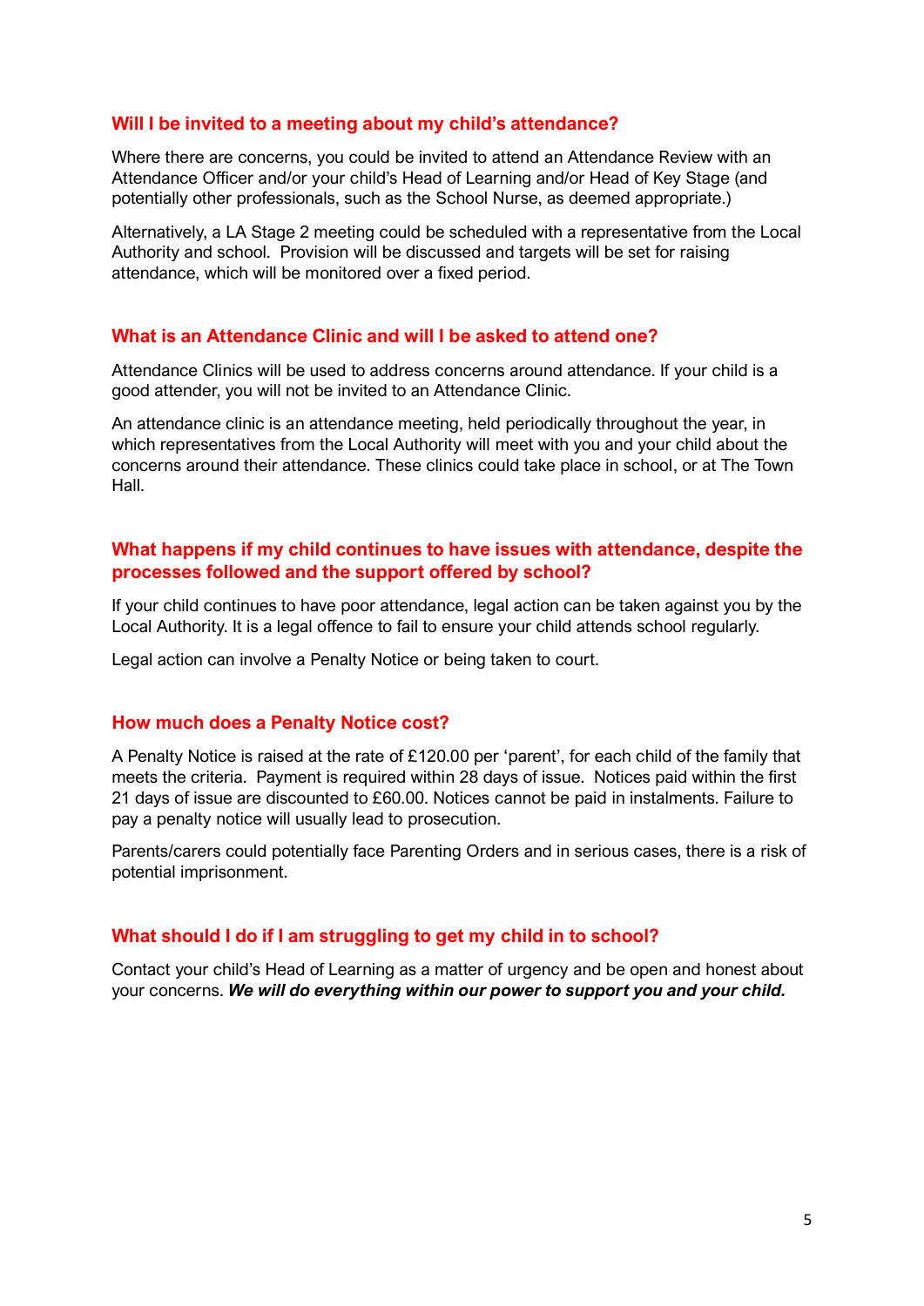## Will I be invited to a meeting about my child's attendance?

Where there are concerns, you could be invited to attend an Attendance Review with an Attendance Officer and/or your child's Head of Learning and/or Head of Key Stage (and potentially other professionals, such as the School Nurse, as deemed appropriate.)

Alternatively, a LA Stage 2 meeting could be scheduled with a representative from the Local Authority and school. Provision will be discussed and targets will be set for raising attendance, which will be monitored over a fixed period.

## What is an Attendance Clinic and will I be asked to attend one?

Attendance Clinics will be used to address concerns around attendance. If your child is a good attender, you will not be invited to an Attendance Clinic.

An attendance clinic is an attendance meeting, held periodically throughout the year, in which representatives from the Local Authority will meet with you and your child about the concerns around their attendance. These clinics could take place in school, or at The Town Hall.

## What happens if my child continues to have issues with attendance, despite the processes followed and the support offered by school?

If your child continues to have poor attendance, legal action can be taken against you by the Local Authority. It is a legal offence to fail to ensure your child attends school regularly.

Legal action can involve a Penalty Notice or being taken to court.

## How much does a Penalty Notice cost?

A Penalty Notice is raised at the rate of £120.00 per 'parent', for each child of the family that meets the criteria. Payment is required within 28 days of issue. Notices paid within the first 21 days of issue are discounted to £60.00. Notices cannot be paid in instalments. Failure to pay a penalty notice will usually lead to prosecution.

Parents/carers could potentially face Parenting Orders and in serious cases, there is a risk of potential imprisonment.

## What should I do if I am struggling to get my child in to school?

Contact your child's Head of Learning as a matter of urgency and be open and honest about your concerns. ***We will do everything within our power to support you and your child.***